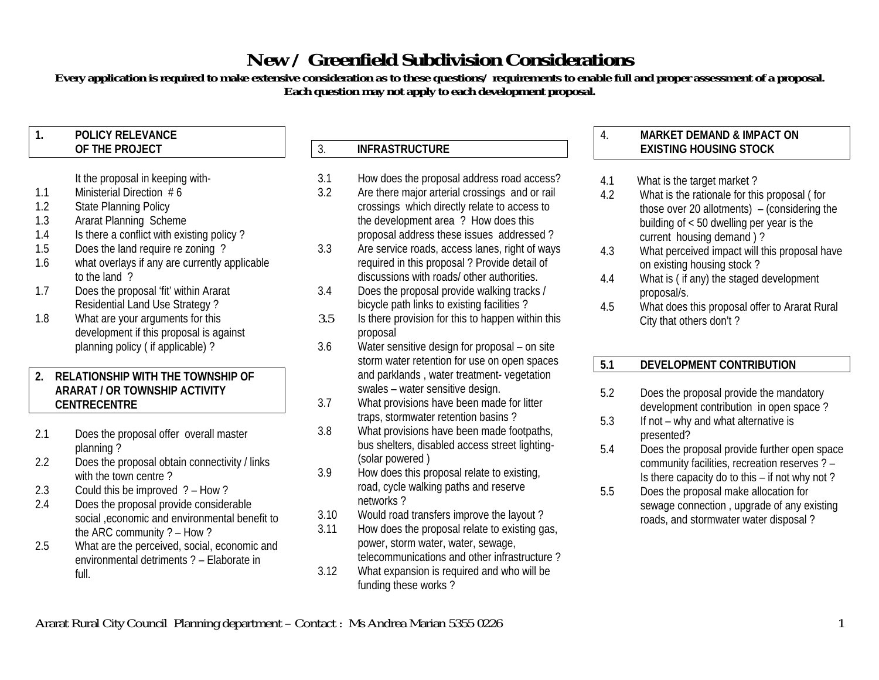# New / Greenfield Subdivision Considerations

**Every application is required to make extensive consideration as to these questions/ requirements to enable full and proper assessment of a proposal. Each question may not apply to each development proposal.**

## 1. POLICY RELEVANCE OF THE PROJECT

It the proposal in keeping with-

- 1.1 Ministerial Direction # 6
- 1.2 State Planning Policy
- 1.3 Ararat Planning Scheme
- 1.4 Is there a conflict with existing policy ?
- 1.5 Does the land require re zoning ?
- 1.6 what overlays if any are currently applicable to the land ?
- 1.7 Does the proposal 'fit' within Ararat Residential Land Use Strategy ?
- 1.8 What are your arguments for this development if this proposal is against planning policy ( if applicable) ?

## 2. RELATIONSHIP WITH THE TOWNSHIP OF ARARAT / OR TOWNSHIP ACTIVITY CENTRECENTRE

- 2.1 Does the proposal offer overall master planning ?
- 2.2 Does the proposal obtain connectivity / links with the town centre ?
- 2.3 Could this be improved ? – How ?
- 2.4 Does the proposal provide considerable social ,economic and environmental benefit to the ARC community ? – How ?
- 2.5 What are the perceived, social, economic and environmental detriments ? – Elaborate in full.

## 3. INFRASTRUCTURE

- 3.1 How does the proposal address road access?
- 3.2 Are there major arterial crossings and or rail crossings which directly relate to access to the development area ? How does this proposal address these issues addressed ?
- 3.3 Are service roads, access lanes, right of ways required in this proposal ? Provide detail of discussions with roads/ other authorities.
- 3.4 Does the proposal provide walking tracks / bicycle path links to existing facilities ?
- 3.5 Is there provision for this to happen within this proposal
- 3.6 Water sensitive design for proposal – on site storm water retention for use on open spaces and parklands , water treatment- vegetation swales – water sensitive design.
- 3.7 What provisions have been made for litter traps, stormwater retention basins ?
- 3.8 What provisions have been made footpaths, bus shelters, disabled access street lighting- (solar powered )
- 3.9 How does this proposal relate to existing, road, cycle walking paths and reserve networks ?
- 3.10 Would road transfers improve the layout ?
- 3.11 How does the proposal relate to existing gas, power, storm water, water, sewage, telecommunications and other infrastructure ?
- 3.12 What expansion is required and who will be funding these works ?

## 4. MARKET DEMAND & IMPACT ON EXISTING HOUSING STOCK

- 4.1 What is the target market ?
- 4.2 What is the rationale for this proposal ( for those over 20 allotments) – (considering the building of < 50 dwelling per year is the current housing demand ) ?
- 4.3 What perceived impact will this proposal have on existing housing stock ?
- 4.4 What is ( if any) the staged development proposal/s.
- 4.5 What does this proposal offer to Ararat Rural City that others don't ?

## 5.1 DEVELOPMENT CONTRIBUTION

- 5.2 Does the proposal provide the mandatory development contribution in open space ?
- 5.3 If not – why and what alternative is presented?
- 5.4 Does the proposal provide further open space community facilities, recreation reserves ? – Is there capacity do to this – if not why not ?
- 5.5 Does the proposal make allocation for sewage connection , upgrade of any existing roads, and stormwater water disposal ?

Ararat Rural City Council Planning department – Contact : Ms Andrea Marian 5355 0226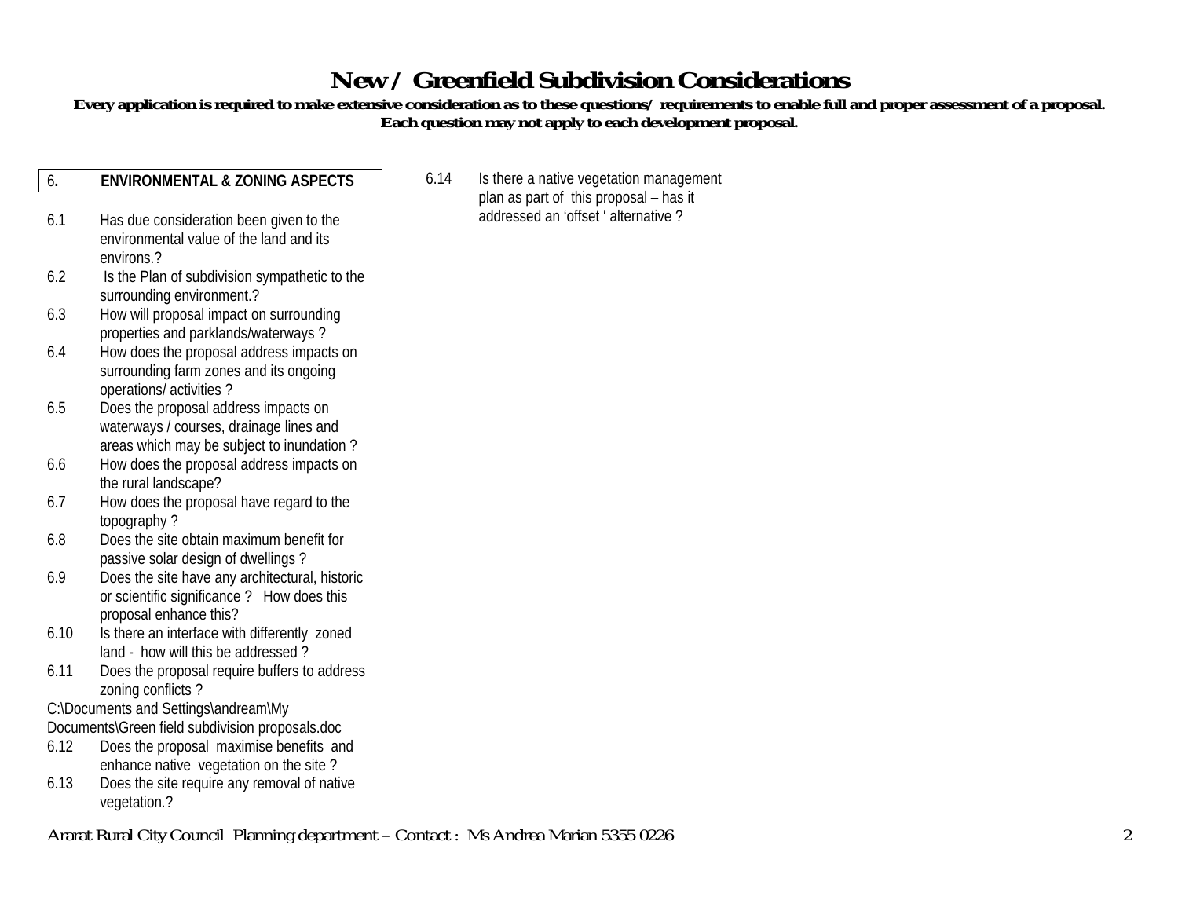# New / Greenfield Subdivision Considerations

**Every application is required to make extensive consideration as to these questions/ requirements to enable full and proper assessment of a proposal. Each question may not apply to each development proposal.**

## 6. ENVIRONMENTAL & ZONING ASPECTS

6.1 Has due consideration been given to the environmental value of the land and its environs.?

6.2 Is the Plan of subdivision sympathetic to the surrounding environment.?

6.3 How will proposal impact on surrounding properties and parklands/waterways ?

6.4 How does the proposal address impacts on surrounding farm zones and its ongoing operations/ activities ?

6.5 Does the proposal address impacts on waterways / courses, drainage lines and areas which may be subject to inundation ?

6.6 How does the proposal address impacts on the rural landscape?

6.7 How does the proposal have regard to the topography ?

6.8 Does the site obtain maximum benefit for passive solar design of dwellings ?

6.9 Does the site have any architectural, historic or scientific significance ? How does this proposal enhance this?

6.10 Is there an interface with differently zoned land - how will this be addressed ?

6.11 Does the proposal require buffers to address zoning conflicts ?

C:\Documents and Settings\andream\My Documents\Green field subdivision proposals.doc

6.12 Does the proposal maximise benefits and enhance native vegetation on the site ?

6.13 Does the site require any removal of native vegetation.?

6.14 Is there a native vegetation management plan as part of this proposal – has it addressed an 'offset ' alternative ?

Ararat Rural City Council Planning department – Contact : Ms Andrea Marian 5355 0226